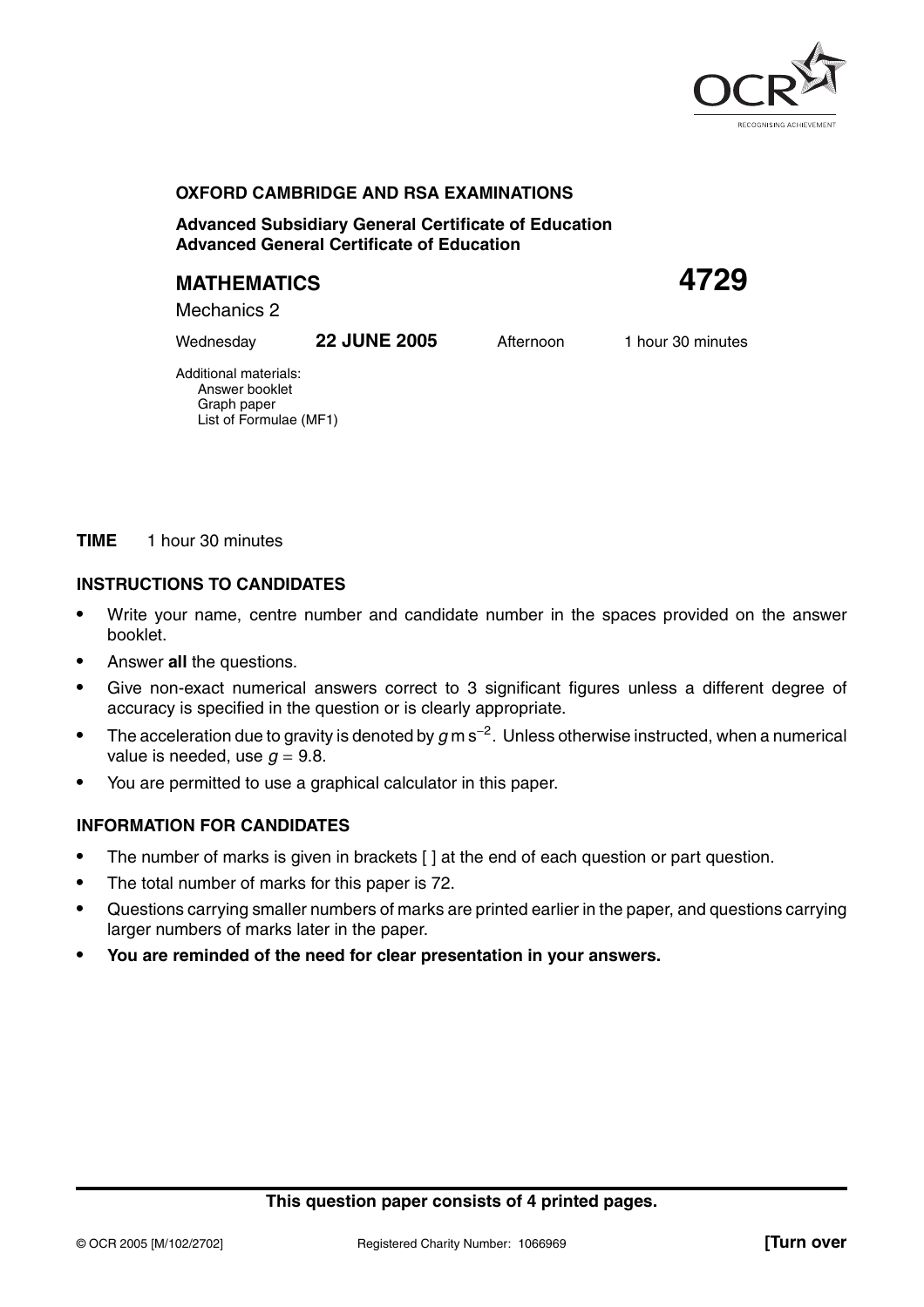**OXFORD CAMBRIDGE AND RSA EXAMINATIONS**

**Advanced Subsidiary General Certificate of Education**
**Advanced General Certificate of Education**

# MATHEMATICS 4729

Mechanics 2

Wednesday **22 JUNE 2005** Afternoon 1 hour 30 minutes

Additional materials:
Answer booklet
Graph paper
List of Formulae (MF1)

**TIME** 1 hour 30 minutes

## INSTRUCTIONS TO CANDIDATES

- Write your name, centre number and candidate number in the spaces provided on the answer booklet.
- Answer **all** the questions.
- Give non-exact numerical answers correct to 3 significant figures unless a different degree of accuracy is specified in the question or is clearly appropriate.
- The acceleration due to gravity is denoted by $g$ m s$^{-2}$. Unless otherwise instructed, when a numerical value is needed, use $g = 9.8$.
- You are permitted to use a graphical calculator in this paper.

## INFORMATION FOR CANDIDATES

- The number of marks is given in brackets [ ] at the end of each question or part question.
- The total number of marks for this paper is 72.
- Questions carrying smaller numbers of marks are printed earlier in the paper, and questions carrying larger numbers of marks later in the paper.
- **You are reminded of the need for clear presentation in your answers.**

**This question paper consists of 4 printed pages.**

© OCR 2005 [M/102/2702] Registered Charity Number: 1066969 **[Turn over**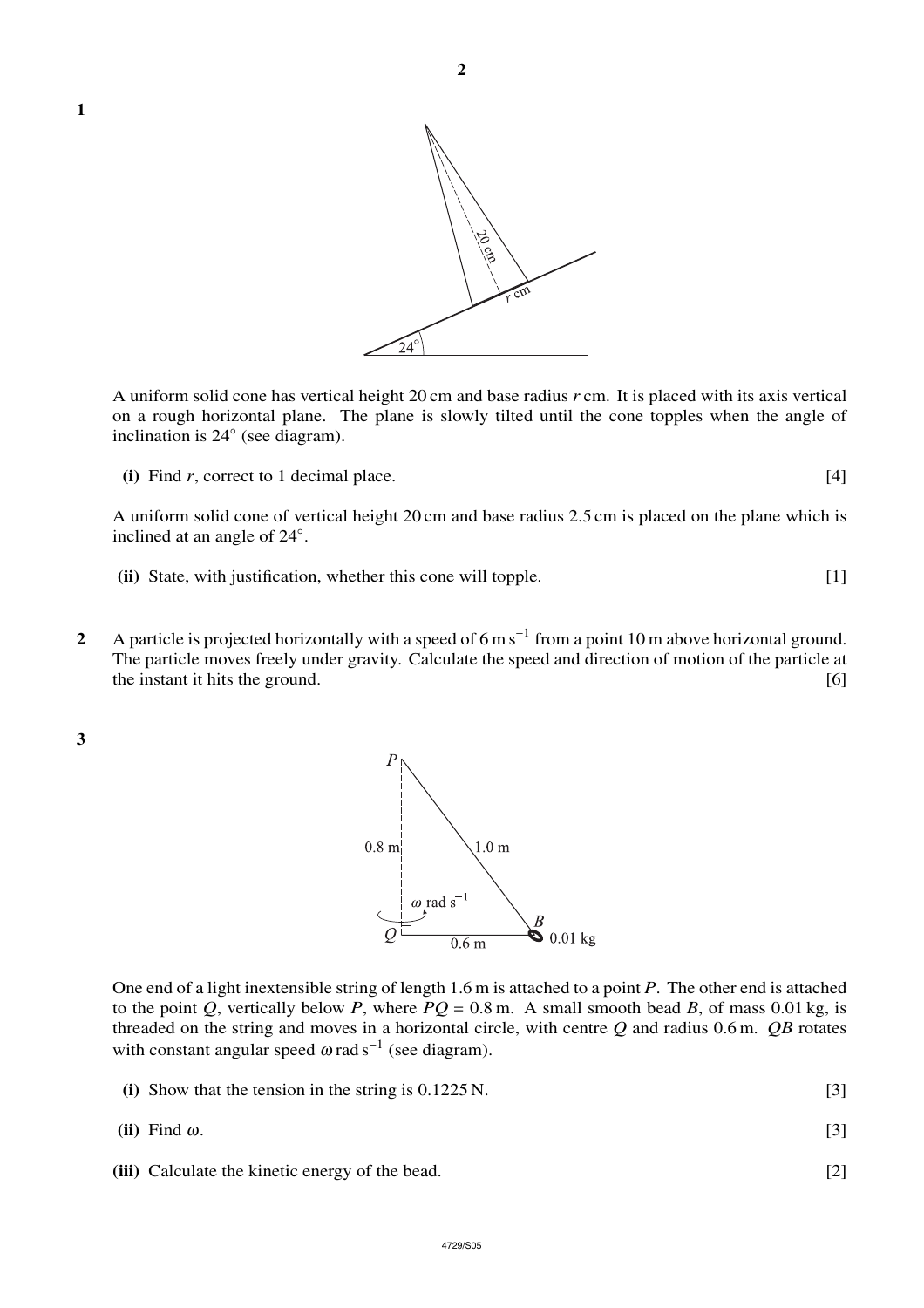**1**

A uniform solid cone has vertical height 20 cm and base radius $r$ cm. It is placed with its axis vertical on a rough horizontal plane. The plane is slowly tilted until the cone topples when the angle of inclination is 24° (see diagram).

**(i)** Find $r$, correct to 1 decimal place. [4]

A uniform solid cone of vertical height 20 cm and base radius 2.5 cm is placed on the plane which is inclined at an angle of 24°.

**(ii)** State, with justification, whether this cone will topple. [1]

**2** A particle is projected horizontally with a speed of $6 \text{ m s}^{-1}$ from a point 10 m above horizontal ground. The particle moves freely under gravity. Calculate the speed and direction of motion of the particle at the instant it hits the ground. [6]

**3**

One end of a light inextensible string of length 1.6 m is attached to a point $P$. The other end is attached to the point $Q$, vertically below $P$, where $PQ = 0.8$ m. A small smooth bead $B$, of mass 0.01 kg, is threaded on the string and moves in a horizontal circle, with centre $Q$ and radius 0.6 m. $QB$ rotates with constant angular speed $\omega \text{ rad s}^{-1}$ (see diagram).

**(i)** Show that the tension in the string is 0.1225 N. [3]

**(ii)** Find $\omega$. [3]

**(iii)** Calculate the kinetic energy of the bead. [2]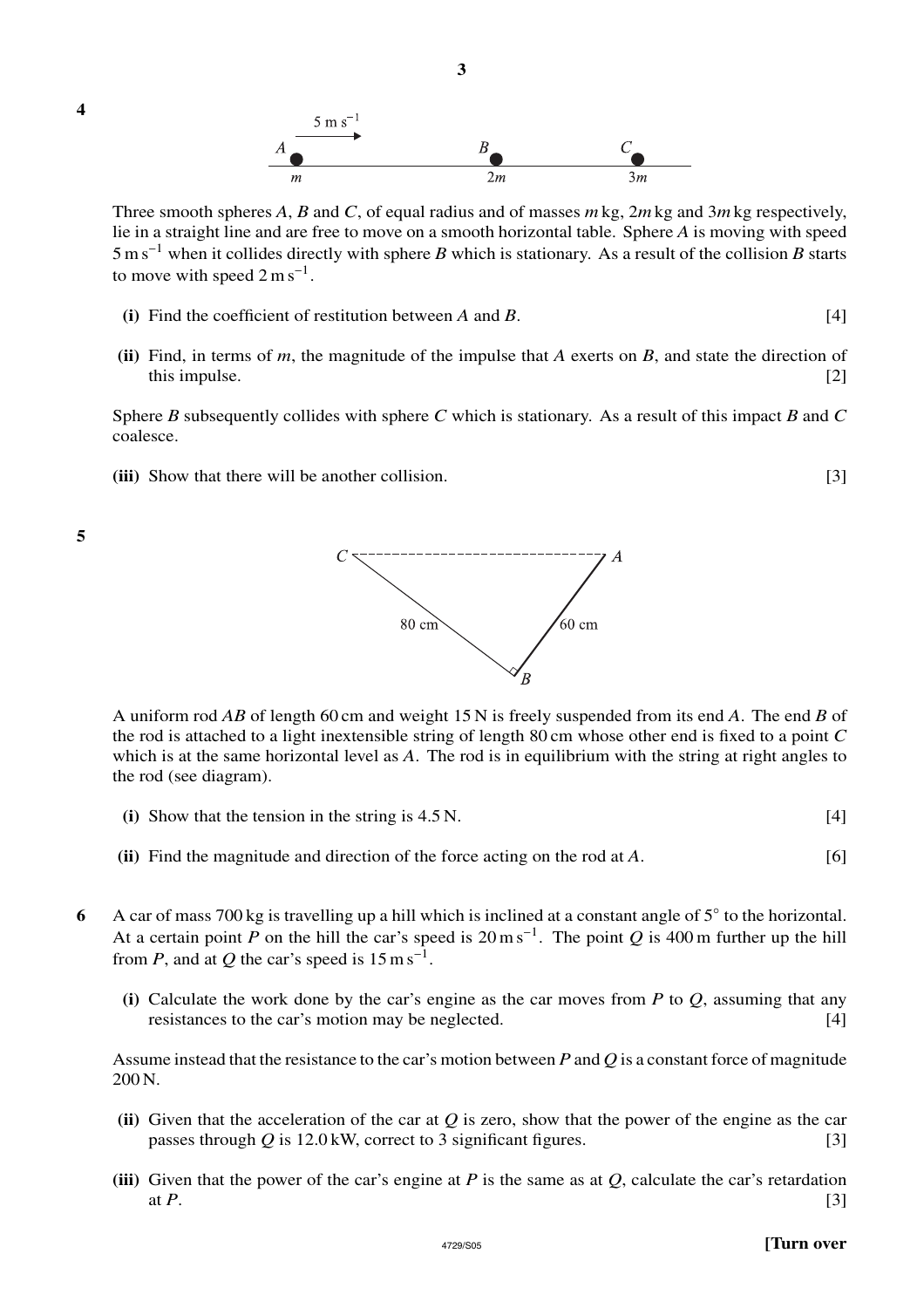**4**

Three smooth spheres $A$, $B$ and $C$, of equal radius and of masses $m$ kg, $2m$ kg and $3m$ kg respectively, lie in a straight line and are free to move on a smooth horizontal table. Sphere $A$ is moving with speed $5\text{ m s}^{-1}$ when it collides directly with sphere $B$ which is stationary. As a result of the collision $B$ starts to move with speed $2\text{ m s}^{-1}$.

**(i)** Find the coefficient of restitution between $A$ and $B$. [4]

**(ii)** Find, in terms of $m$, the magnitude of the impulse that $A$ exerts on $B$, and state the direction of this impulse. [2]

Sphere $B$ subsequently collides with sphere $C$ which is stationary. As a result of this impact $B$ and $C$ coalesce.

**(iii)** Show that there will be another collision. [3]

**5**

A uniform rod $AB$ of length 60 cm and weight 15 N is freely suspended from its end $A$. The end $B$ of the rod is attached to a light inextensible string of length 80 cm whose other end is fixed to a point $C$ which is at the same horizontal level as $A$. The rod is in equilibrium with the string at right angles to the rod (see diagram).

**(i)** Show that the tension in the string is 4.5 N. [4]

**(ii)** Find the magnitude and direction of the force acting on the rod at $A$. [6]

**6** A car of mass 700 kg is travelling up a hill which is inclined at a constant angle of 5° to the horizontal. At a certain point $P$ on the hill the car's speed is $20\text{ m s}^{-1}$. The point $Q$ is 400 m further up the hill from $P$, and at $Q$ the car's speed is $15\text{ m s}^{-1}$.

**(i)** Calculate the work done by the car's engine as the car moves from $P$ to $Q$, assuming that any resistances to the car's motion may be neglected. [4]

Assume instead that the resistance to the car's motion between $P$ and $Q$ is a constant force of magnitude 200 N.

**(ii)** Given that the acceleration of the car at $Q$ is zero, show that the power of the engine as the car passes through $Q$ is 12.0 kW, correct to 3 significant figures. [3]

**(iii)** Given that the power of the car's engine at $P$ is the same as at $Q$, calculate the car's retardation at $P$. [3]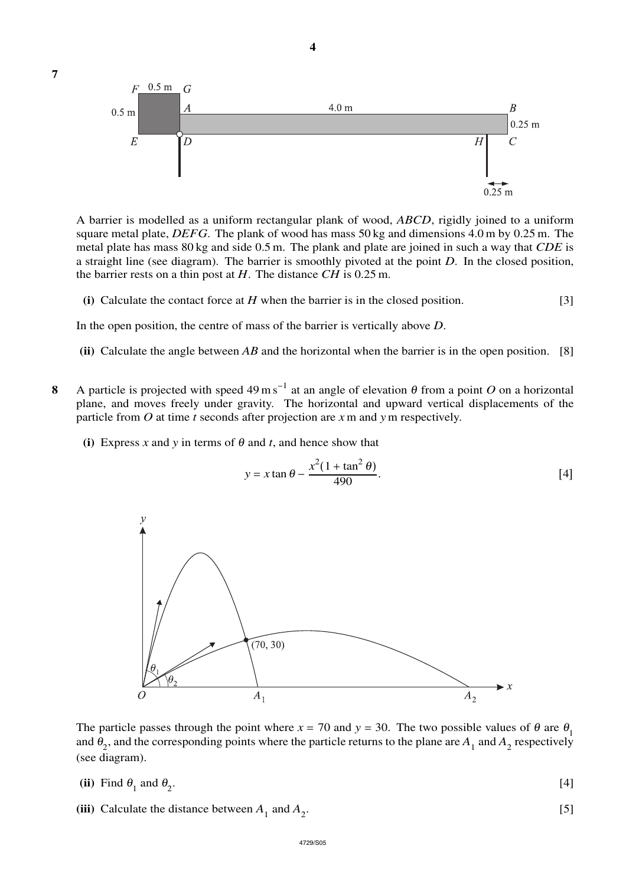**7**

F 0.5 m G

0.5 m

A 4.0 m B

0.25 m

E D H C

0.25 m

A barrier is modelled as a uniform rectangular plank of wood, $ABCD$, rigidly joined to a uniform square metal plate, $DEFG$. The plank of wood has mass 50 kg and dimensions 4.0 m by 0.25 m. The metal plate has mass 80 kg and side 0.5 m. The plank and plate are joined in such a way that $CDE$ is a straight line (see diagram). The barrier is smoothly pivoted at the point $D$. In the closed position, the barrier rests on a thin post at $H$. The distance $CH$ is 0.25 m.

**(i)** Calculate the contact force at $H$ when the barrier is in the closed position. [3]

In the open position, the centre of mass of the barrier is vertically above $D$.

**(ii)** Calculate the angle between $AB$ and the horizontal when the barrier is in the open position. [8]

**8** A particle is projected with speed 49 m s$^{-1}$ at an angle of elevation $\theta$ from a point $O$ on a horizontal plane, and moves freely under gravity. The horizontal and upward vertical displacements of the particle from $O$ at time $t$ seconds after projection are $x$ m and $y$ m respectively.

**(i)** Express $x$ and $y$ in terms of $\theta$ and $t$, and hence show that

$$y = x\tan\theta - \frac{x^2(1+\tan^2\theta)}{490}. \quad [4]$$

y

(70, 30)

$\theta_1$

$\theta_2$

O $A_1$ $A_2$ x

The particle passes through the point where $x = 70$ and $y = 30$. The two possible values of $\theta$ are $\theta_1$ and $\theta_2$, and the corresponding points where the particle returns to the plane are $A_1$ and $A_2$ respectively (see diagram).

**(ii)** Find $\theta_1$ and $\theta_2$. [4]

**(iii)** Calculate the distance between $A_1$ and $A_2$. [5]